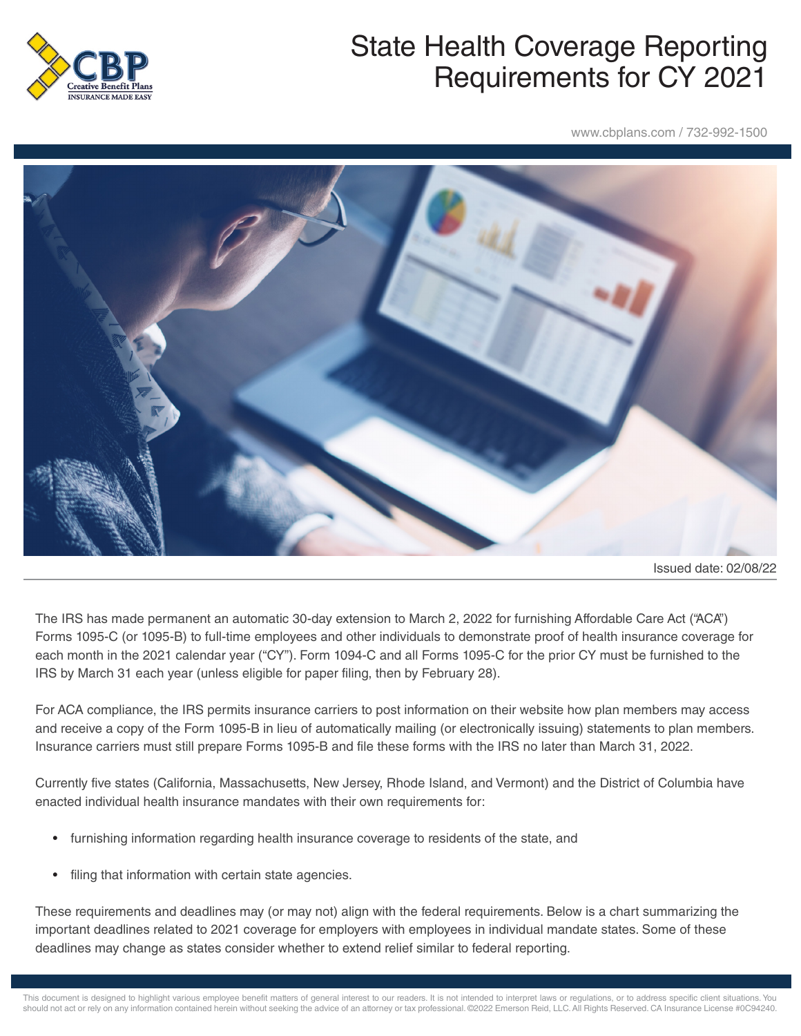# State Health Coverage Reporting Requirements for CY 2021

www.cbplans.com / 732-992-1500

Issued date: 02/08/22

The IRS has made permanent an automatic 30-day extension to March 2, 2022 for furnishing Affordable Care Act ("ACA") Forms 1095-C (or 1095-B) to full-time employees and other individuals to demonstrate proof of health insurance coverage for each month in the 2021 calendar year ("CY"). Form 1094-C and all Forms 1095-C for the prior CY must be furnished to the IRS by March 31 each year (unless eligible for paper filing, then by February 28).

For ACA compliance, the IRS permits insurance carriers to post information on their website how plan members may access and receive a copy of the Form 1095-B in lieu of automatically mailing (or electronically issuing) statements to plan members. Insurance carriers must still prepare Forms 1095-B and file these forms with the IRS no later than March 31, 2022.

Currently five states (California, Massachusetts, New Jersey, Rhode Island, and Vermont) and the District of Columbia have enacted individual health insurance mandates with their own requirements for:

- furnishing information regarding health insurance coverage to residents of the state, and
- filing that information with certain state agencies.

These requirements and deadlines may (or may not) align with the federal requirements. Below is a chart summarizing the important deadlines related to 2021 coverage for employers with employees in individual mandate states. Some of these deadlines may change as states consider whether to extend relief similar to federal reporting.

This document is designed to highlight various employee benefit matters of general interest to our readers. It is not intended to interpret laws or regulations, or to address specific client situations. You should not act or rely on any information contained herein without seeking the advice of an attorney or tax professional. ©2022 Emerson Reid, LLC. All Rights Reserved. CA Insurance License #0C94240.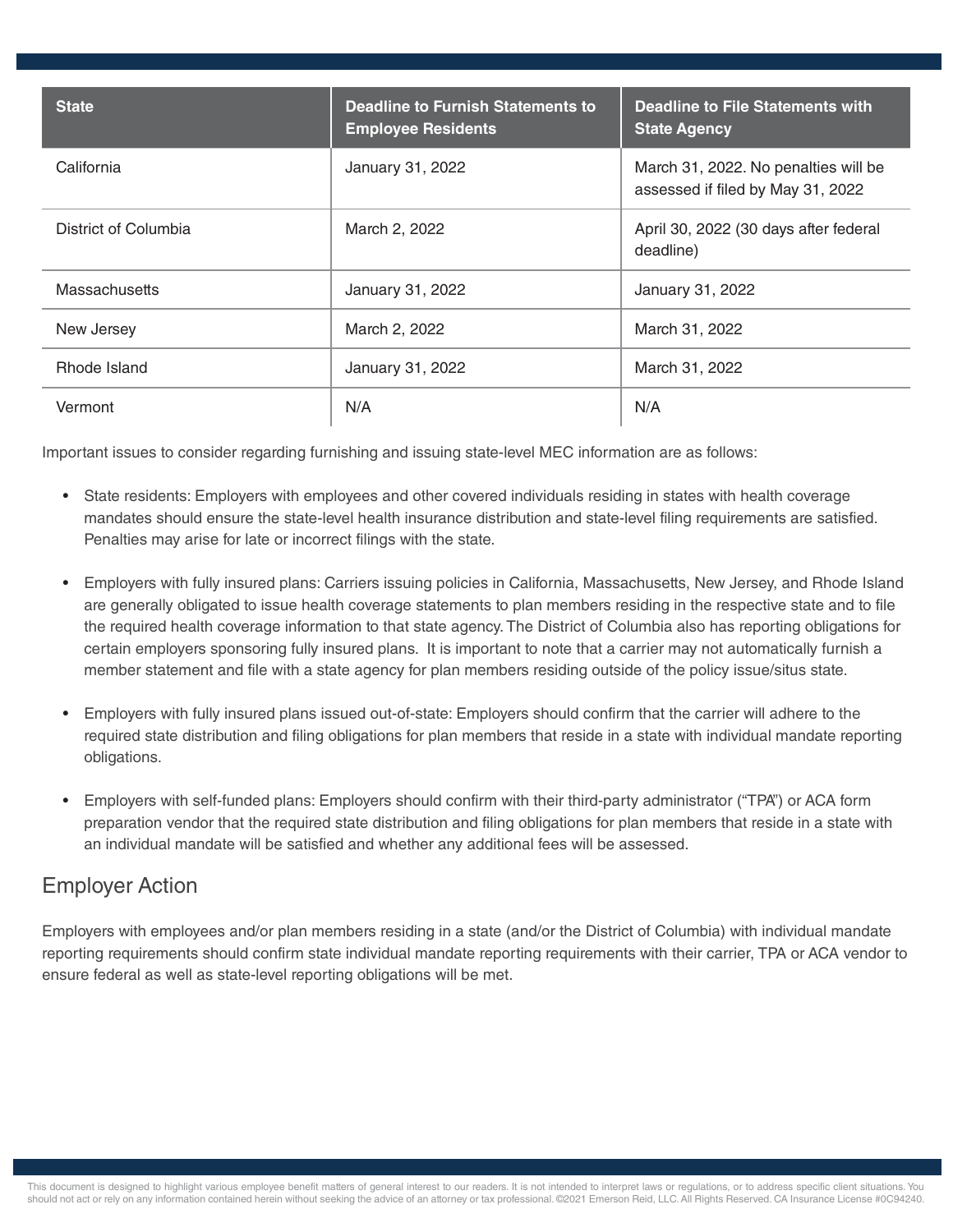| State | Deadline to Furnish Statements to Employee Residents | Deadline to File Statements with State Agency |
| --- | --- | --- |
| California | January 31, 2022 | March 31, 2022. No penalties will be assessed if filed by May 31, 2022 |
| District of Columbia | March 2, 2022 | April 30, 2022 (30 days after federal deadline) |
| Massachusetts | January 31, 2022 | January 31, 2022 |
| New Jersey | March 2, 2022 | March 31, 2022 |
| Rhode Island | January 31, 2022 | March 31, 2022 |
| Vermont | N/A | N/A |

Important issues to consider regarding furnishing and issuing state-level MEC information are as follows:

- State residents: Employers with employees and other covered individuals residing in states with health coverage mandates should ensure the state-level health insurance distribution and state-level filing requirements are satisfied. Penalties may arise for late or incorrect filings with the state.

- Employers with fully insured plans: Carriers issuing policies in California, Massachusetts, New Jersey, and Rhode Island are generally obligated to issue health coverage statements to plan members residing in the respective state and to file the required health coverage information to that state agency. The District of Columbia also has reporting obligations for certain employers sponsoring fully insured plans. It is important to note that a carrier may not automatically furnish a member statement and file with a state agency for plan members residing outside of the policy issue/situs state.

- Employers with fully insured plans issued out-of-state: Employers should confirm that the carrier will adhere to the required state distribution and filing obligations for plan members that reside in a state with individual mandate reporting obligations.

- Employers with self-funded plans: Employers should confirm with their third-party administrator ("TPA") or ACA form preparation vendor that the required state distribution and filing obligations for plan members that reside in a state with an individual mandate will be satisfied and whether any additional fees will be assessed.

## Employer Action

Employers with employees and/or plan members residing in a state (and/or the District of Columbia) with individual mandate reporting requirements should confirm state individual mandate reporting requirements with their carrier, TPA or ACA vendor to ensure federal as well as state-level reporting obligations will be met.

This document is designed to highlight various employee benefit matters of general interest to our readers. It is not intended to interpret laws or regulations, or to address specific client situations. You should not act or rely on any information contained herein without seeking the advice of an attorney or tax professional. ©2021 Emerson Reid, LLC. All Rights Reserved. CA Insurance License #0C94240.